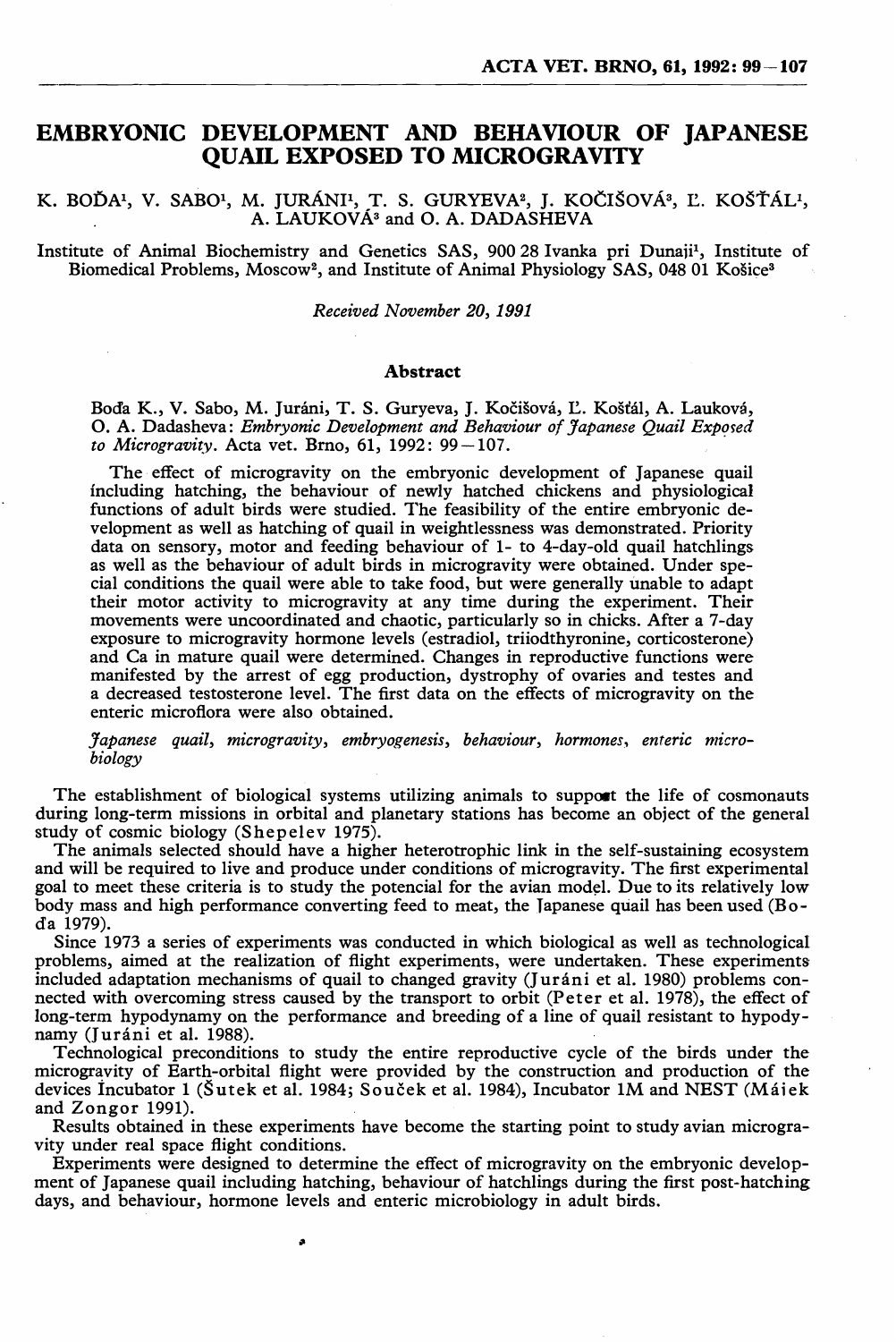# EMBRYONIC DEVELOPMENT AND BEHAVIOUR OF JAPANESE QUAIL EXPOSED TO MICROGRAVITY

K. BOĎA[1], V. SABO[1], M. JURÁNI[1], T. S. GURYEVA[2], J. KOČIŠOVÁ[3], Ľ. KOŠŤÁL[1], A. LAUKOVÁ[3] and O. A. DADASHEVA

Institute of Animal Biochemistry and Genetics SAS, 900 28 Ivanka pri Dunaji[1], Institute of Biomedical Problems, Moscow[2], and Institute of Animal Physiology SAS, 048 01 Košice[3]

*Received November 20, 1991*

## Abstract

Boďa K., V. Sabo, M. Juráni, T. S. Guryeva, J. Kočišová, Ľ. Košťál, A. Lauková, O. A. Dadasheva: *Embryonic Development and Behaviour of Japanese Quail Exposed to Microgravity.* Acta vet. Brno, 61, 1992: 99–107.

The effect of microgravity on the embryonic development of Japanese quail including hatching, the behaviour of newly hatched chickens and physiological functions of adult birds were studied. The feasibility of the entire embryonic development as well as hatching of quail in weightlessness was demonstrated. Priority data on sensory, motor and feeding behaviour of 1- to 4-day-old quail hatchlings as well as the behaviour of adult birds in microgravity were obtained. Under special conditions the quail were able to take food, but were generally unable to adapt their motor activity to microgravity at any time during the experiment. Their movements were uncoordinated and chaotic, particularly so in chicks. After a 7-day exposure to microgravity hormone levels (estradiol, triiodthyronine, corticosterone) and Ca in mature quail were determined. Changes in reproductive functions were manifested by the arrest of egg production, dystrophy of ovaries and testes and a decreased testosterone level. The first data on the effects of microgravity on the enteric microflora were also obtained.

*Japanese quail, microgravity, embryogenesis, behaviour, hormones, enteric microbiology*

The establishment of biological systems utilizing animals to support the life of cosmonauts during long-term missions in orbital and planetary stations has become an object of the general study of cosmic biology (Shepelev 1975).

The animals selected should have a higher heterotrophic link in the self-sustaining ecosystem and will be required to live and produce under conditions of microgravity. The first experimental goal to meet these criteria is to study the potencial for the avian model. Due to its relatively low body mass and high performance converting feed to meat, the Japanese quail has been used (Boďa 1979).

Since 1973 a series of experiments was conducted in which biological as well as technological problems, aimed at the realization of flight experiments, were undertaken. These experiments included adaptation mechanisms of quail to changed gravity (Juráni et al. 1980) problems connected with overcoming stress caused by the transport to orbit (Peter et al. 1978), the effect of long-term hypodynamy on the performance and breeding of a line of quail resistant to hypodynamy (Juráni et al. 1988).

Technological preconditions to study the entire reproductive cycle of the birds under the microgravity of Earth-orbital flight were provided by the construction and production of the devices Incubator 1 (Šutek et al. 1984; Souček et al. 1984), Incubator 1M and NEST (Máiek and Zongor 1991).

Results obtained in these experiments have become the starting point to study avian microgravity under real space flight conditions.

Experiments were designed to determine the effect of microgravity on the embryonic development of Japanese quail including hatching, behaviour of hatchlings during the first post-hatching days, and behaviour, hormone levels and enteric microbiology in adult birds.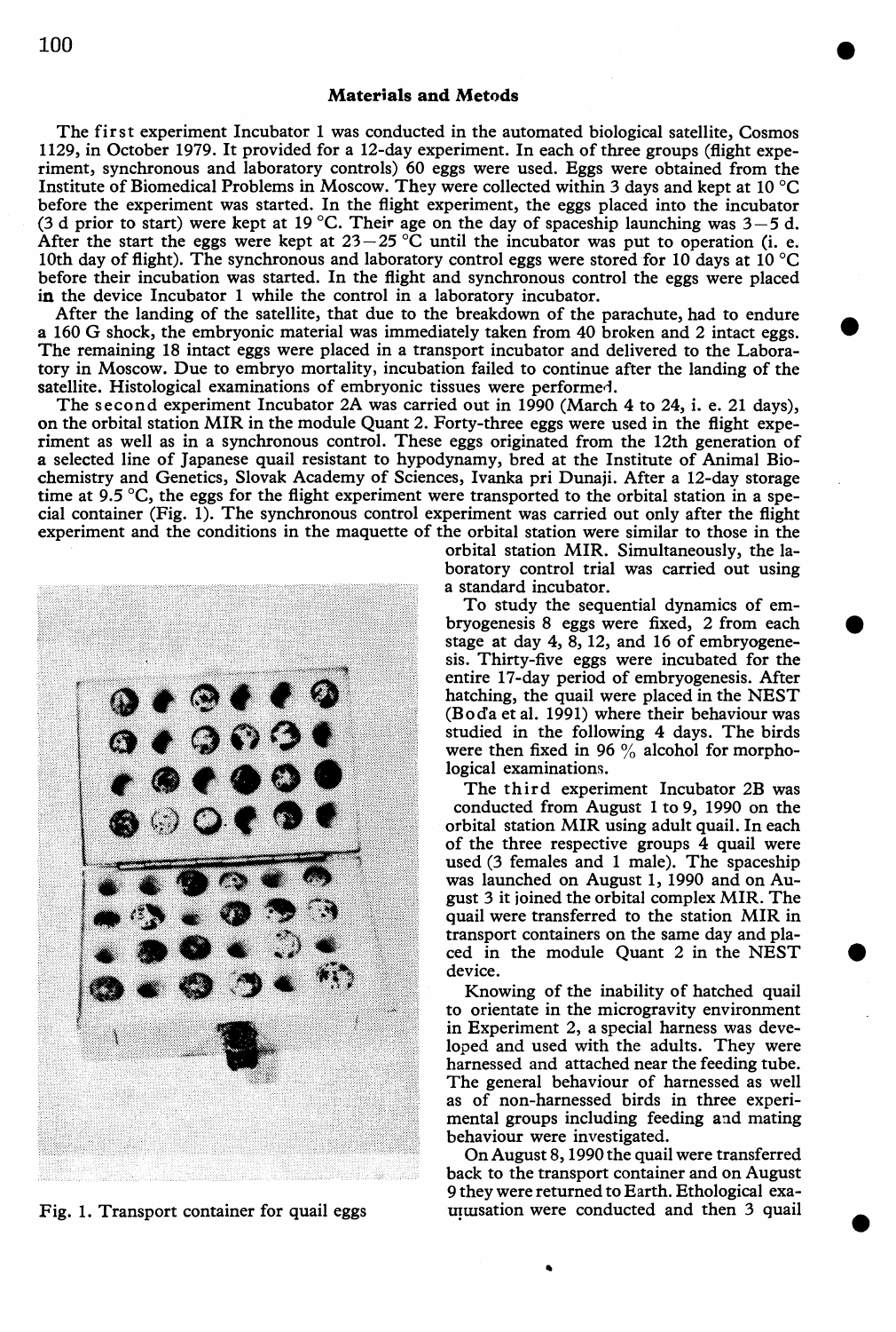## Materials and Metods

The first experiment Incubator 1 was conducted in the automated biological satellite, Cosmos 1129, in October 1979. It provided for a 12-day experiment. In each of three groups (flight experiment, synchronous and laboratory controls) 60 eggs were used. Eggs were obtained from the Institute of Biomedical Problems in Moscow. They were collected within 3 days and kept at 10 °C before the experiment was started. In the flight experiment, the eggs placed into the incubator (3 d prior to start) were kept at 19 °C. Their age on the day of spaceship launching was 3–5 d. After the start the eggs were kept at 23–25 °C until the incubator was put to operation (i. e. 10th day of flight). The synchronous and laboratory control eggs were stored for 10 days at 10 °C before their incubation was started. In the flight and synchronous control the eggs were placed in the device Incubator 1 while the control in a laboratory incubator.

After the landing of the satellite, that due to the breakdown of the parachute, had to endure a 160 G shock, the embryonic material was immediately taken from 40 broken and 2 intact eggs. The remaining 18 intact eggs were placed in a transport incubator and delivered to the Laboratory in Moscow. Due to embryo mortality, incubation failed to continue after the landing of the satellite. Histological examinations of embryonic tissues were performed.

The second experiment Incubator 2A was carried out in 1990 (March 4 to 24, i. e. 21 days), on the orbital station MIR in the module Quant 2. Forty-three eggs were used in the flight experiment as well as in a synchronous control. These eggs originated from the 12th generation of a selected line of Japanese quail resistant to hypodynamy, bred at the Institute of Animal Biochemistry and Genetics, Slovak Academy of Sciences, Ivanka pri Dunaji. After a 12-day storage time at 9.5 °C, the eggs for the flight experiment were transported to the orbital station in a special container (Fig. 1). The synchronous control experiment was carried out only after the flight experiment and the conditions in the maquette of the orbital station were similar to those in the orbital station MIR. Simultaneously, the laboratory control trial was carried out using a standard incubator.

To study the sequential dynamics of embryogenesis 8 eggs were fixed, 2 from each stage at day 4, 8, 12, and 16 of embryogenesis. Thirty-five eggs were incubated for the entire 17-day period of embryogenesis. After hatching, the quail were placed in the NEST (Boďa et al. 1991) where their behaviour was studied in the following 4 days. The birds were then fixed in 96 % alcohol for morphological examinations.

Fig. 1. Transport container for quail eggs

The third experiment Incubator 2B was conducted from August 1 to 9, 1990 on the orbital station MIR using adult quail. In each of the three respective groups 4 quail were used (3 females and 1 male). The spaceship was launched on August 1, 1990 and on August 3 it joined the orbital complex MIR. The quail were transferred to the station MIR in transport containers on the same day and placed in the module Quant 2 in the NEST device.

Knowing of the inability of hatched quail to orientate in the microgravity environment in Experiment 2, a special harness was developed and used with the adults. They were harnessed and attached near the feeding tube. The general behaviour of harnessed as well as of non-harnessed birds in three experimental groups including feeding and mating behaviour were investigated.

On August 8, 1990 the quail were transferred back to the transport container and on August 9 they were returned to Earth. Ethological examusation were conducted and then 3 quail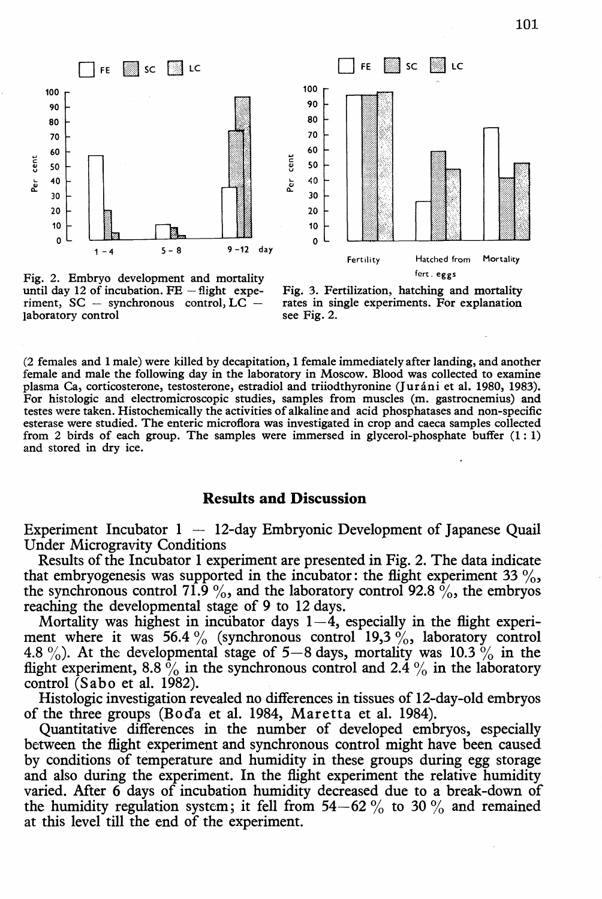Fig. 2. Embryo development and mortality until day 12 of incubation. FE — flight experiment, SC — synchronous control, LC — laboratory control

Fig. 3. Fertilization, hatching and mortality rates in single experiments. For explanation see Fig. 2.

(2 females and 1 male) were killed by decapitation, 1 female immediately after landing, and another female and male the following day in the laboratory in Moscow. Blood was collected to examine plasma Ca, corticosterone, testosterone, estradiol and triiodthyronine (Juráni et al. 1980, 1983). For histologic and electromicroscopic studies, samples from muscles (m. gastrocnemius) and testes were taken. Histochemically the activities of alkaline and acid phosphatases and non-specific esterase were studied. The enteric microflora was investigated in crop and caeca samples collected from 2 birds of each group. The samples were immersed in glycerol-phosphate buffer (1 : 1) and stored in dry ice.

## Results and Discussion

### Experiment Incubator 1 — 12-day Embryonic Development of Japanese Quail Under Microgravity Conditions

Results of the Incubator 1 experiment are presented in Fig. 2. The data indicate that embryogenesis was supported in the incubator: the flight experiment 33 %, the synchronous control 71.9 %, and the laboratory control 92.8 %, the embryos reaching the developmental stage of 9 to 12 days.

Mortality was highest in incubator days 1—4, especially in the flight experiment where it was 56.4 % (synchronous control 19,3 %, laboratory control 4.8 %). At the developmental stage of 5—8 days, mortality was 10.3 % in the flight experiment, 8.8 % in the synchronous control and 2.4 % in the laboratory control (Sabo et al. 1982).

Histologic investigation revealed no differences in tissues of 12-day-old embryos of the three groups (Boďa et al. 1984, Maretta et al. 1984).

Quantitative differences in the number of developed embryos, especially between the flight experiment and synchronous control might have been caused by conditions of temperature and humidity in these groups during egg storage and also during the experiment. In the flight experiment the relative humidity varied. After 6 days of incubation humidity decreased due to a break-down of the humidity regulation system; it fell from 54—62 % to 30 % and remained at this level till the end of the experiment.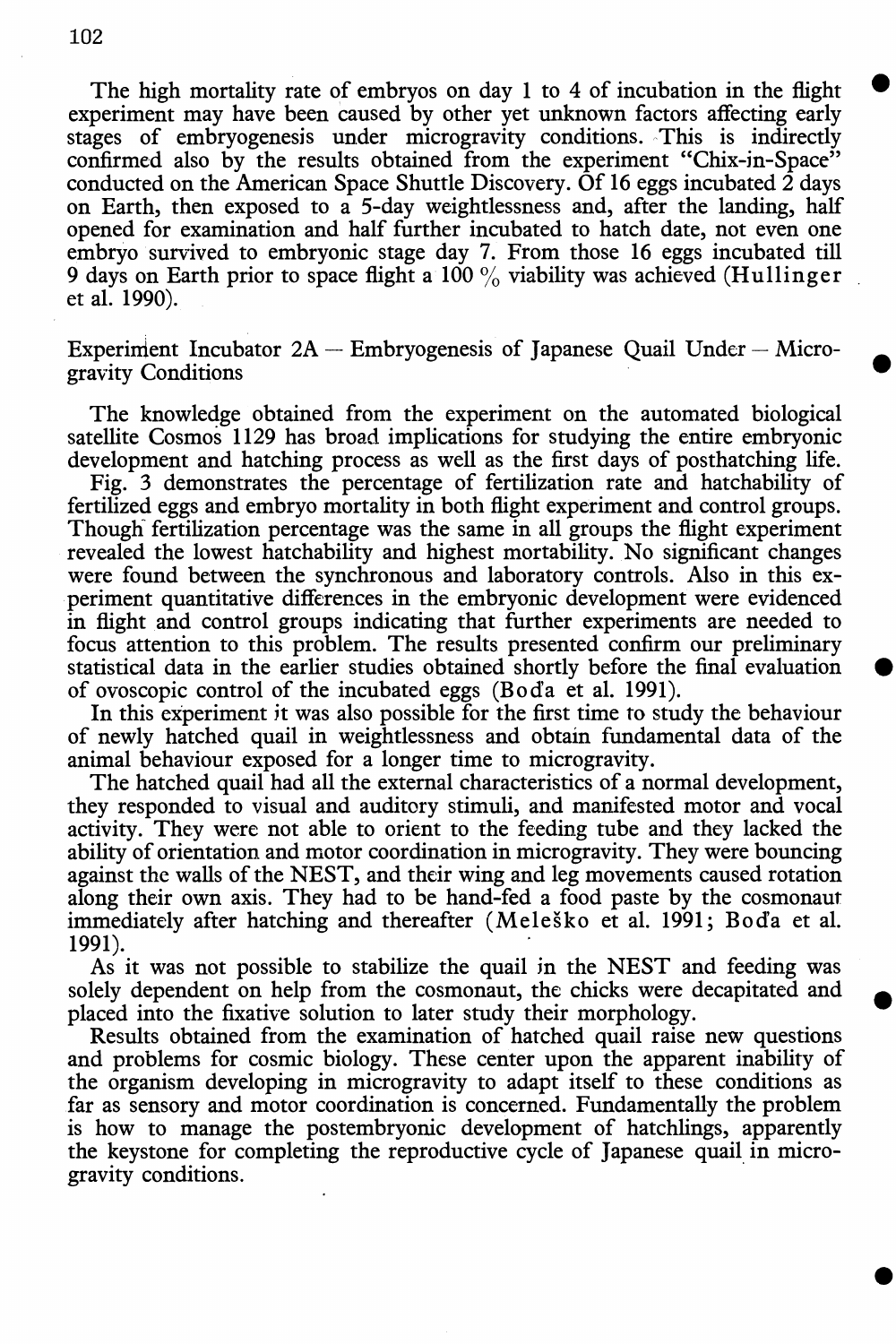The high mortality rate of embryos on day 1 to 4 of incubation in the flight experiment may have been caused by other yet unknown factors affecting early stages of embryogenesis under microgravity conditions. This is indirectly confirmed also by the results obtained from the experiment "Chix-in-Space" conducted on the American Space Shuttle Discovery. Of 16 eggs incubated 2 days on Earth, then exposed to a 5-day weightlessness and, after the landing, half opened for examination and half further incubated to hatch date, not even one embryo survived to embryonic stage day 7. From those 16 eggs incubated till 9 days on Earth prior to space flight a 100 % viability was achieved (Hullinger et al. 1990).

## Experiment Incubator 2A — Embryogenesis of Japanese Quail Under — Microgravity Conditions

The knowledge obtained from the experiment on the automated biological satellite Cosmos 1129 has broad implications for studying the entire embryonic development and hatching process as well as the first days of posthatching life.

Fig. 3 demonstrates the percentage of fertilization rate and hatchability of fertilized eggs and embryo mortality in both flight experiment and control groups. Though fertilization percentage was the same in all groups the flight experiment revealed the lowest hatchability and highest mortability. No significant changes were found between the synchronous and laboratory controls. Also in this experiment quantitative differences in the embryonic development were evidenced in flight and control groups indicating that further experiments are needed to focus attention to this problem. The results presented confirm our preliminary statistical data in the earlier studies obtained shortly before the final evaluation of ovoscopic control of the incubated eggs (Boďa et al. 1991).

In this experiment it was also possible for the first time to study the behaviour of newly hatched quail in weightlessness and obtain fundamental data of the animal behaviour exposed for a longer time to microgravity.

The hatched quail had all the external characteristics of a normal development, they responded to visual and auditory stimuli, and manifested motor and vocal activity. They were not able to orient to the feeding tube and they lacked the ability of orientation and motor coordination in microgravity. They were bouncing against the walls of the NEST, and their wing and leg movements caused rotation along their own axis. They had to be hand-fed a food paste by the cosmonaut immediately after hatching and thereafter (Meleško et al. 1991; Boďa et al. 1991).

As it was not possible to stabilize the quail in the NEST and feeding was solely dependent on help from the cosmonaut, the chicks were decapitated and placed into the fixative solution to later study their morphology.

Results obtained from the examination of hatched quail raise new questions and problems for cosmic biology. These center upon the apparent inability of the organism developing in microgravity to adapt itself to these conditions as far as sensory and motor coordination is concerned. Fundamentally the problem is how to manage the postembryonic development of hatchlings, apparently the keystone for completing the reproductive cycle of Japanese quail in microgravity conditions.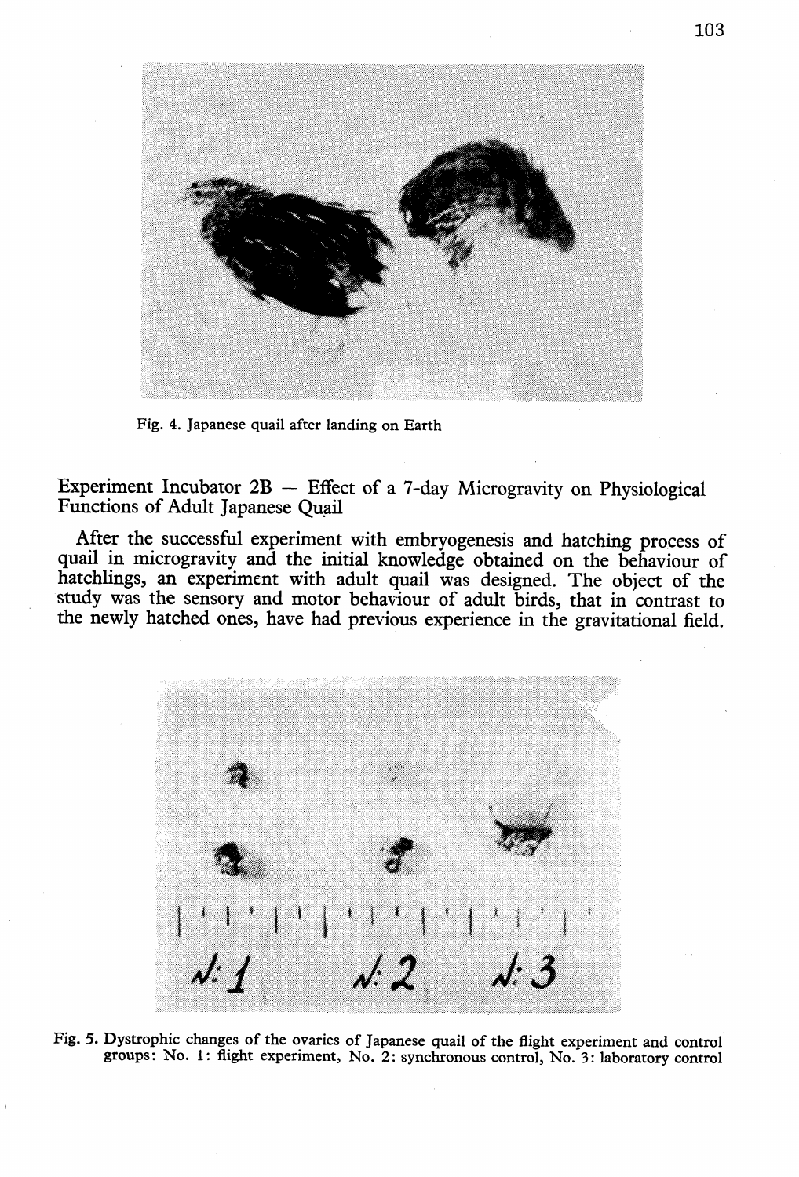Fig. 4. Japanese quail after landing on Earth

## Experiment Incubator 2B — Effect of a 7-day Microgravity on Physiological Functions of Adult Japanese Quail

After the successful experiment with embryogenesis and hatching process of quail in microgravity and the initial knowledge obtained on the behaviour of hatchlings, an experiment with adult quail was designed. The object of the study was the sensory and motor behaviour of adult birds, that in contrast to the newly hatched ones, have had previous experience in the gravitational field.

Fig. 5. Dystrophic changes of the ovaries of Japanese quail of the flight experiment and control groups: No. 1: flight experiment, No. 2: synchronous control, No. 3: laboratory control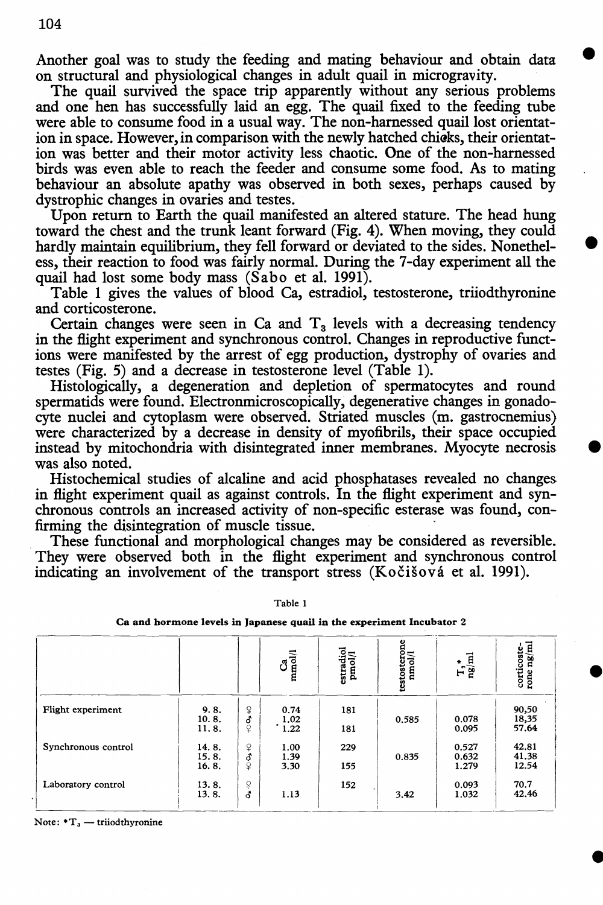Another goal was to study the feeding and mating behaviour and obtain data on structural and physiological changes in adult quail in microgravity.

The quail survived the space trip apparently without any serious problems and one hen has successfully laid an egg. The quail fixed to the feeding tube were able to consume food in a usual way. The non-harnessed quail lost orientation in space. However, in comparison with the newly hatched chicks, their orientation was better and their motor activity less chaotic. One of the non-harnessed birds was even able to reach the feeder and consume some food. As to mating behaviour an absolute apathy was observed in both sexes, perhaps caused by dystrophic changes in ovaries and testes.

Upon return to Earth the quail manifested an altered stature. The head hung toward the chest and the trunk leant forward (Fig. 4). When moving, they could hardly maintain equilibrium, they fell forward or deviated to the sides. Nonetheless, their reaction to food was fairly normal. During the 7-day experiment all the quail had lost some body mass (Sabo et al. 1991).

Table 1 gives the values of blood Ca, estradiol, testosterone, triiodthyronine and corticosterone.

Certain changes were seen in Ca and $T_3$ levels with a decreasing tendency in the flight experiment and synchronous control. Changes in reproductive functions were manifested by the arrest of egg production, dystrophy of ovaries and testes (Fig. 5) and a decrease in testosterone level (Table 1).

Histologically, a degeneration and depletion of spermatocytes and round spermatids were found. Electronmicroscopically, degenerative changes in gonadocyte nuclei and cytoplasm were observed. Striated muscles (m. gastrocnemius) were characterized by a decrease in density of myofibrils, their space occupied instead by mitochondria with disintegrated inner membranes. Myocyte necrosis was also noted.

Histochemical studies of alcaline and acid phosphatases revealed no changes in flight experiment quail as against controls. In the flight experiment and synchronous controls an increased activity of non-specific esterase was found, confirming the disintegration of muscle tissue.

These functional and morphological changes may be considered as reversible. They were observed both in the flight experiment and synchronous control indicating an involvement of the transport stress (Kočišová et al. 1991).

Table 1

**Ca and hormone levels in Japanese quail in the experiment Incubator 2**

| | | | Ca mmol/l | estradiol pmol/l | testosterone nmol/l | $T_3$* ng/ml | corticosterone ng/ml |
|---|---|---|---|---|---|---|---|
| Flight experiment | 9. 8. | ♀ | 0.74 | 181 | | | 90,50 |
| | 10. 8. | ♂ | 1.02 | | 0.585 | 0.078 | 18,35 |
| | 11. 8. | ♀ | 1.22 | 181 | | 0.095 | 57.64 |
| Synchronous control | 14. 8. | ♀ | 1.00 | 229 | | 0.527 | 42.81 |
| | 15. 8. | ♂ | 1.39 | | 0.835 | 0.632 | 41.38 |
| | 16. 8. | ♀ | 3.30 | 155 | | 1.279 | 12.54 |
| Laboratory control | 13. 8. | ♀ | | 152 | | 0.093 | 70.7 |
| | 13. 8. | ♂ | 1.13 | | 3.42 | 1.032 | 42.46 |

Note: *$T_3$ — triiodthyronine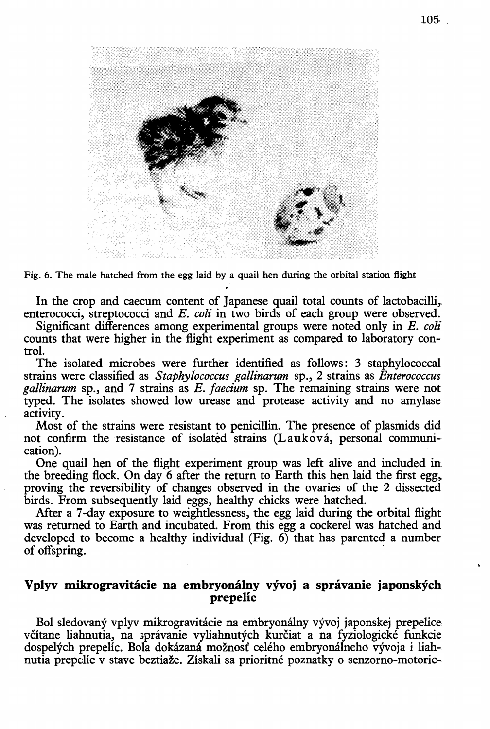Fig. 6. The male hatched from the egg laid by a quail hen during the orbital station flight

In the crop and caecum content of Japanese quail total counts of lactobacilli, enterococci, streptococci and *E. coli* in two birds of each group were observed. Significant differences among experimental groups were noted only in *E. coli* counts that were higher in the flight experiment as compared to laboratory control.

The isolated microbes were further identified as follows: 3 staphylococcal strains were classified as *Staphylococcus gallinarum* sp., 2 strains as *Enterococcus gallinarum* sp., and 7 strains as *E. faecium* sp. The remaining strains were not typed. The isolates showed low urease and protease activity and no amylase activity.

Most of the strains were resistant to penicillin. The presence of plasmids did not confirm the resistance of isolated strains (Lauková, personal communication).

One quail hen of the flight experiment group was left alive and included in the breeding flock. On day 6 after the return to Earth this hen laid the first egg, proving the reversibility of changes observed in the ovaries of the 2 dissected birds. From subsequently laid eggs, healthy chicks were hatched.

After a 7-day exposure to weightlessness, the egg laid during the orbital flight was returned to Earth and incubated. From this egg a cockerel was hatched and developed to become a healthy individual (Fig. 6) that has parented a number of offspring.

## Vplyv mikrogravitácie na embryonálny vývoj a správanie japonských prepelíc

Bol sledovaný vplyv mikrogravitácie na embryonálny vývoj japonskej prepelice včítane liahnutia, na správanie vyliahnutých kurčiat a na fyziologické funkcie dospelých prepelíc. Bola dokázaná možnosť celého embryonálneho vývoja i liahnutia prepelíc v stave beztiaže. Získali sa prioritné poznatky o senzorno-motoric-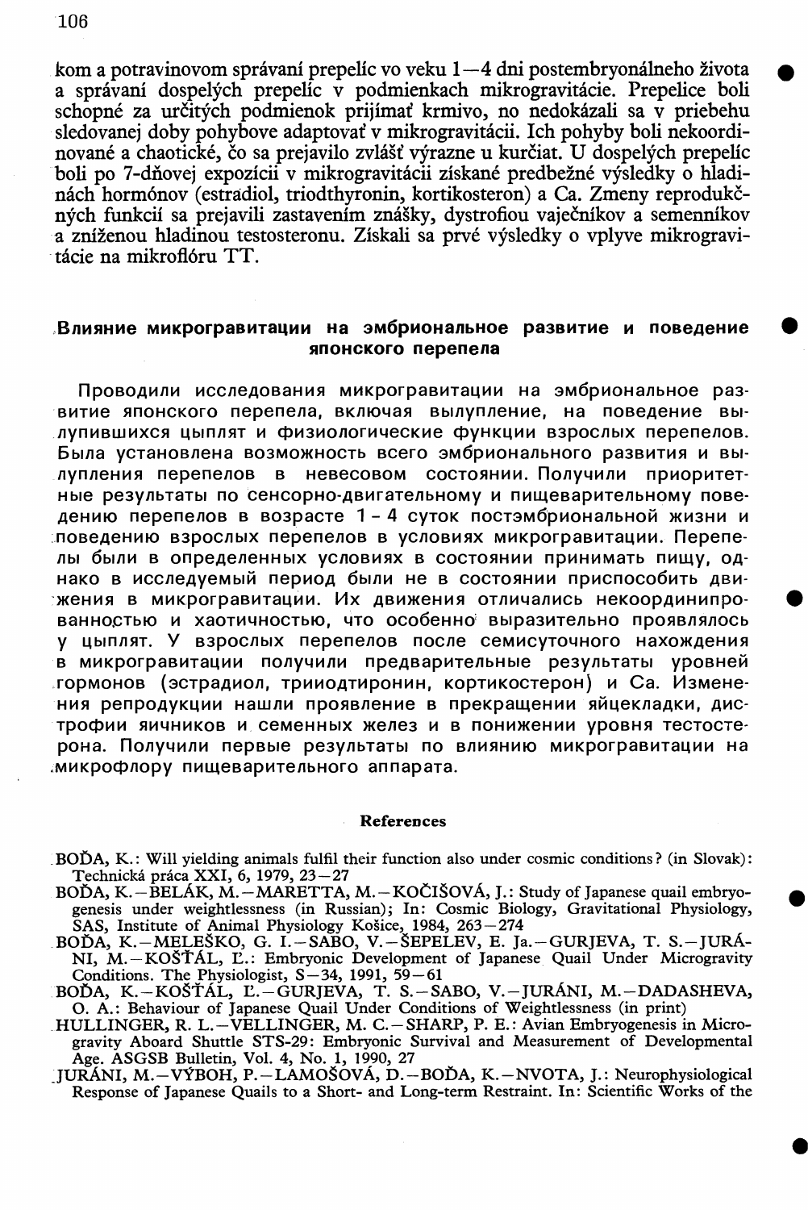kom a potravinovom správaní prepelíc vo veku 1—4 dni postembryonálneho života a správaní dospelých prepelíc v podmienkach mikrogravitácie. Prepelice boli schopné za určitých podmienok prijímať krmivo, no nedokázali sa v priebehu sledovanej doby pohybove adaptovať v mikrogravitácii. Ich pohyby boli nekoordinované a chaotické, čo sa prejavilo zvlášť výrazne u kurčiat. U dospelých prepelíc boli po 7-dňovej expozícii v mikrogravitácii získané predbežné výsledky o hladinách hormónov (estradiol, triodthyronin, kortikosteron) a Ca. Zmeny reprodukčných funkcií sa prejavili zastavením znášky, dystrofiou vaječníkov a semenníkov a zníženou hladinou testosteronu. Získali sa prvé výsledky o vplyve mikrogravitácie na mikroflóru TT.

## Влияние микрогравитации на эмбриональное развитие и поведение японского перепела

Проводили исследования микрогравитации на эмбриональное развитие японского перепела, включая вылупление, на поведение вылупившихся цыплят и физиологические функции взрослых перепелов. Была установлена возможность всего эмбрионального развития и вылупления перепелов в невесовом состоянии. Получили приоритетные результаты по сенсорно-двигательному и пищеварительному поведению перепелов в возрасте 1 - 4 суток постэмбриональной жизни и поведению взрослых перепелов в условиях микрогравитации. Перепелы были в определенных условиях в состоянии принимать пищу, однако в исследуемый период были не в состоянии приспособить движения в микрогравитации. Их движения отличались некоординированностью и хаотичностью, что особенно выразительно проявлялось у цыплят. У взрослых перепелов после семисуточного нахождения в микрогравитации получили предварительные результаты уровней гормонов (эстрадиол, трииодтиронин, кортикостерон) и Ca. Изменения репродукции нашли проявление в прекращении яйцекладки, дистрофии яичников и семенных желез и в понижении уровня тестостерона. Получили первые результаты по влиянию микрогравитации на микрофлору пищеварительного аппарата.

### References

BOĎA, K.: Will yielding animals fulfil their function also under cosmic conditions? (in Slovak): Technická práca XXI, 6, 1979, 23—27

BOĎA, K.—BELÁK, M.—MARETTA, M.—KOČIŠOVÁ, J.: Study of Japanese quail embryogenesis under weightlessness (in Russian); In: Cosmic Biology, Gravitational Physiology, SAS, Institute of Animal Physiology Košice, 1984, 263—274

BOĎA, K.—MELEŠKO, G. I.—SABO, V.—ŠEPELEV, E. Ja.—GURJEVA, T. S.—JURÁNI, M.—KOŠŤÁL, Ľ.: Embryonic Development of Japanese Quail Under Microgravity Conditions. The Physiologist, S—34, 1991, 59—61

BOĎA, K.—KOŠŤÁL, Ľ.—GURJEVA, T. S.—SABO, V.—JURÁNI, M.—DADASHEVA, O. A.: Behaviour of Japanese Quail Under Conditions of Weightlessness (in print)

HULLINGER, R. L.—VELLINGER, M. C.—SHARP, P. E.: Avian Embryogenesis in Microgravity Aboard Shuttle STS-29: Embryonic Survival and Measurement of Developmental Age. ASGSB Bulletin, Vol. 4, No. 1, 1990, 27

JURÁNI, M.—VÝBOH, P.—LAMOŠOVÁ, D.—BOĎA, K.—NVOTA, J.: Neurophysiological Response of Japanese Quails to a Short- and Long-term Restraint. In: Scientific Works of the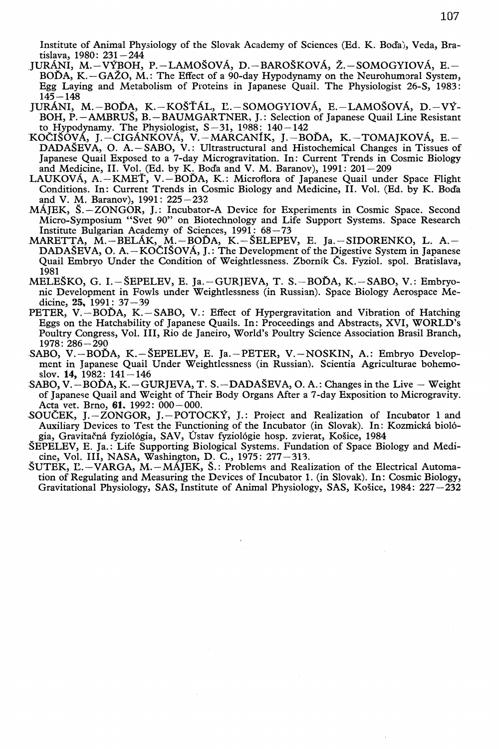Institute of Animal Physiology of the Slovak Academy of Sciences (Ed. K. Boďa), Veda, Bratislava, 1980: 231–244

JURÁNI, M.–VÝBOH, P.–LAMOŠOVÁ, D.–BAROŠKOVÁ, Ž.–SOMOGYIOVÁ, E.–BOĎA, K.–GAŽO, M.: The Effect of a 90-day Hypodynamy on the Neurohumoral System, Egg Laying and Metabolism of Proteins in Japanese Quail. The Physiologist 26-S, 1983: 145–148

JURÁNI, M.–BOĎA, K.–KOŠŤÁL, Ľ.–SOMOGYIOVÁ, E.–LAMOŠOVÁ, D.–VÝBOH, P.–AMBRUŠ, B.–BAUMGARTNER, J.: Selection of Japanese Quail Line Resistant to Hypodynamy. The Physiologist, S–31, 1988: 140–142

KOČIŠOVÁ, J.–CIGÁNKOVÁ, V.–MARCANÍK, J.–BOĎA, K.–TOMAJKOVÁ, E.–DADAŠEVA, O. A.–SABO, V.: Ultrastructural and Histochemical Changes in Tissues of Japanese Quail Exposed to a 7-day Microgravitation. In: Current Trends in Cosmic Biology and Medicine, II. Vol. (Ed. by K. Boďa and V. M. Baranov), 1991: 201–209

LAUKOVÁ, A.–KMEŤ, V.–BOĎA, K.: Microflora of Japanese Quail under Space Flight Conditions. In: Current Trends in Cosmic Biology and Medicine, II. Vol. (Ed. by K. Boďa and V. M. Baranov), 1991: 225–232

MÁJEK, Š.–ZONGOR, J.: Incubator-A Device for Experiments in Cosmic Space. Second Micro-Symposium "Svet 90" on Biotechnology and Life Support Systems. Space Research Institute Bulgarian Academy of Sciences, 1991: 68–73

MARETTA, M.–BELÁK, M.–BOĎA, K.–ŠELEPEV, E. Ja.–SIDORENKO, L. A.–DADAŠEVA, O. A.–KOČIŠOVÁ, J.: The Development of the Digestive System in Japanese Quail Embryo Under the Condition of Weightlessness. Zborník Čs. Fyziol. spol. Bratislava, 1981

MELEŠKO, G. I.–ŠEPELEV, E. Ja.–GURJEVA, T. S.–BOĎA, K.–SABO, V.: Embryonic Development in Fowls under Weightlessness (in Russian). Space Biology Aerospace Medicine, **25**, 1991: 37–39

PETER, V.–BOĎA, K.–SABO, V.: Effect of Hypergravitation and Vibration of Hatching Eggs on the Hatchability of Japanese Quails. In: Proceedings and Abstracts, XVI, WORLD's Poultry Congress, Vol. III, Rio de Janeiro, World's Poultry Science Association Brasil Branch, 1978: 286–290

SABO, V.–BOĎA, K.–ŠEPELEV, E. Ja.–PETER, V.–NOSKIN, A.: Embryo Development in Japanese Quail Under Weightlessness (in Russian). Scientia Agriculturae bohemoslov. **14**, 1982: 141–146

SABO, V.–BOĎA, K.–GURJEVA, T. S.–DADAŠEVA, O. A.: Changes in the Live – Weight of Japanese Quail and Weight of Their Body Organs After a 7-day Exposition to Microgravity. Acta vet. Brno, **61**, 1992: 000–000.

SOUČEK, J.–ZONGOR, J.–POTOCKÝ, J.: Project and Realization of Incubator 1 and Auxiliary Devices to Test the Functioning of the Incubator (in Slovak). In: Kozmická biológia, Gravitačná fyziológia, SAV, Ústav fyziológie hosp. zvierat, Košice, 1984

ŠEPELEV, E. Ja.: Life Supporting Biological Systems. Fundation of Space Biology and Medicine, Vol. III, NASA, Washington, D. C., 1975: 277–313.

ŠUTEK, Ľ.–VARGA, M.–MÁJEK, Š.: Problems and Realization of the Electrical Automation of Regulating and Measuring the Devices of Incubator 1. (in Slovak). In: Cosmic Biology, Gravitational Physiology, SAS, Institute of Animal Physiology, SAS, Košice, 1984: 227–232